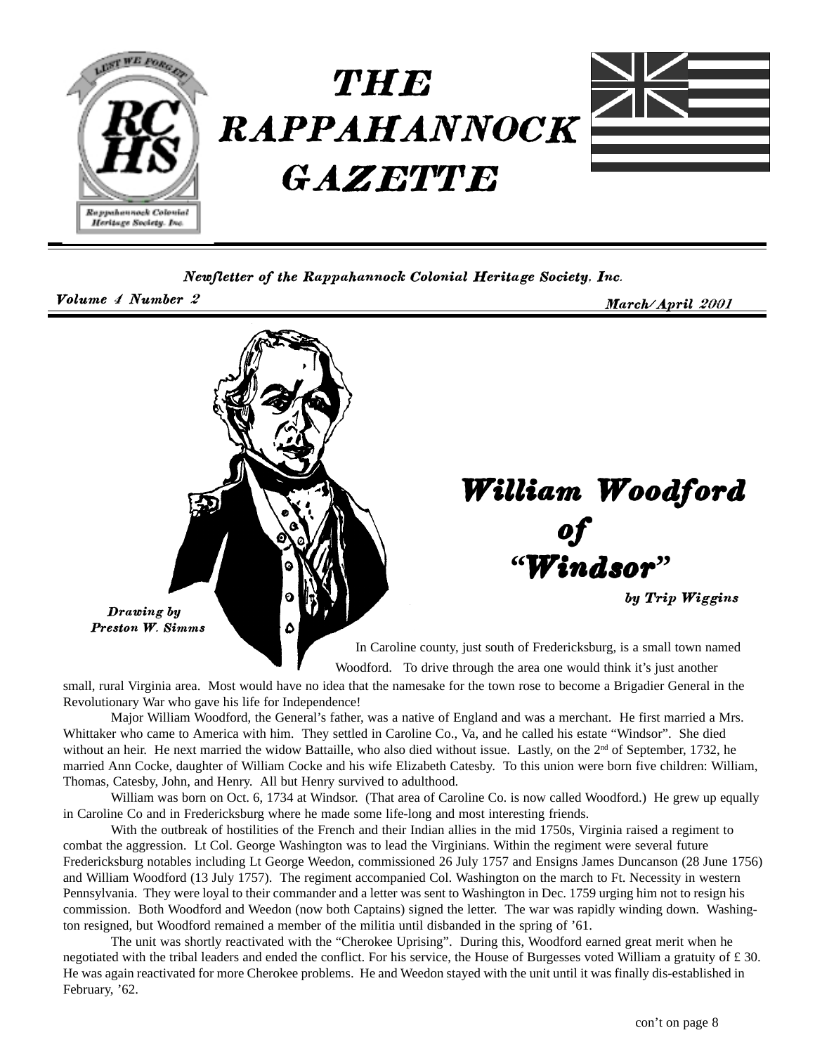# THE RAPPAHANNOCK GAZETTE

*Newsletter of the Rappahannock Colonial Heritage Society, Inc.*

*Volume 4 Number 2* — *March/April 2001*

Drawing by Preston W. Simms

## William Woodford of "Windsor"

*by Trip Wiggins*

In Caroline county, just south of Fredericksburg, is a small town named Woodford. To drive through the area one would think it's just another small, rural Virginia area. Most would have no idea that the namesake for the town rose to become a Brigadier General in the Revolutionary War who gave his life for Independence!

Major William Woodford, the General's father, was a native of England and was a merchant. He first married a Mrs. Whittaker who came to America with him. They settled in Caroline Co., Va, and he called his estate "Windsor". She died without an heir. He next married the widow Battaille, who also died without issue. Lastly, on the 2nd of September, 1732, he married Ann Cocke, daughter of William Cocke and his wife Elizabeth Catesby. To this union were born five children: William, Thomas, Catesby, John, and Henry. All but Henry survived to adulthood.

William was born on Oct. 6, 1734 at Windsor. (That area of Caroline Co. is now called Woodford.) He grew up equally in Caroline Co and in Fredericksburg where he made some life-long and most interesting friends.

With the outbreak of hostilities of the French and their Indian allies in the mid 1750s, Virginia raised a regiment to combat the aggression. Lt Col. George Washington was to lead the Virginians. Within the regiment were several future Fredericksburg notables including Lt George Weedon, commissioned 26 July 1757 and Ensigns James Duncanson (28 June 1756) and William Woodford (13 July 1757). The regiment accompanied Col. Washington on the march to Ft. Necessity in western Pennsylvania. They were loyal to their commander and a letter was sent to Washington in Dec. 1759 urging him not to resign his commission. Both Woodford and Weedon (now both Captains) signed the letter. The war was rapidly winding down. Washington resigned, but Woodford remained a member of the militia until disbanded in the spring of '61.

The unit was shortly reactivated with the "Cherokee Uprising". During this, Woodford earned great merit when he negotiated with the tribal leaders and ended the conflict. For his service, the House of Burgesses voted William a gratuity of £ 30. He was again reactivated for more Cherokee problems. He and Weedon stayed with the unit until it was finally dis-established in February, '62.

con't on page 8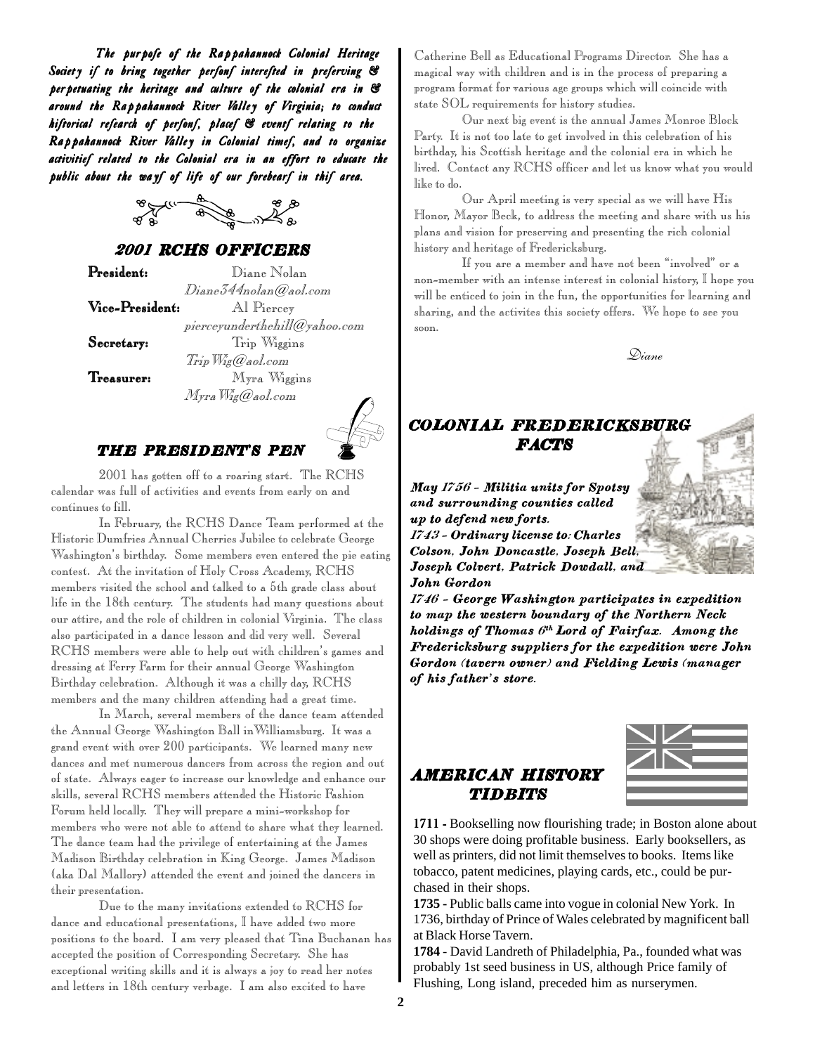*The purpose of the Rappahannock Colonial Heritage Society is to bring together persons interested in preserving & perpetuating the heritage and culture of the colonial era in & around the Rappahannock River Valley of Virginia; to conduct historical research of persons, places & events relating to the Rappahannock River Valley in Colonial times, and to organize activities related to the Colonial era in an effort to educate the public about the ways of life of our forebears in this area.*

## 2001 RCHS OFFICERS

**President:** Diane Nolan
*Diane344nolan@aol.com*

**Vice-President:** Al Piercey
*pierceyunderthehill@yahoo.com*

**Secretary:** Trip Wiggins
*TripWig@aol.com*

**Treasurer:** Myra Wiggins
*MyraWig@aol.com*

## THE PRESIDENT'S PEN

2001 has gotten off to a roaring start. The RCHS calendar was full of activities and events from early on and continues to fill.

In February, the RCHS Dance Team performed at the Historic Dumfries Annual Cherries Jubilee to celebrate George Washington's birthday. Some members even entered the pie eating contest. At the invitation of Holy Cross Academy, RCHS members visited the school and talked to a 5th grade class about life in the 18th century. The students had many questions about our attire, and the role of children in colonial Virginia. The class also participated in a dance lesson and did very well. Several RCHS members were able to help out with children's games and dressing at Ferry Farm for their annual George Washington Birthday celebration. Although it was a chilly day, RCHS members and the many children attending had a great time.

In March, several members of the dance team attended the Annual George Washington Ball inWilliamsburg. It was a grand event with over 200 participants. We learned many new dances and met numerous dancers from across the region and out of state. Always eager to increase our knowledge and enhance our skills, several RCHS members attended the Historic Fashion Forum held locally. They will prepare a mini-workshop for members who were not able to attend to share what they learned. The dance team had the privilege of entertaining at the James Madison Birthday celebration in King George. James Madison (aka Dal Mallory) attended the event and joined the dancers in their presentation.

Due to the many invitations extended to RCHS for dance and educational presentations, I have added two more positions to the board. I am very pleased that Tina Buchanan has accepted the position of Corresponding Secretary. She has exceptional writing skills and it is always a joy to read her notes and letters in 18th century verbage. I am also excited to have Catherine Bell as Educational Programs Director. She has a magical way with children and is in the process of preparing a program format for various age groups which will coincide with state SOL requirements for history studies.

Our next big event is the annual James Monroe Block Party. It is not too late to get involved in this celebration of his birthday, his Scottish heritage and the colonial era in which he lived. Contact any RCHS officer and let us know what you would like to do.

Our April meeting is very special as we will have His Honor, Mayor Beck, to address the meeting and share with us his plans and vision for preserving and presenting the rich colonial history and heritage of Fredericksburg.

If you are a member and have not been "involved" or a non-member with an intense interest in colonial history, I hope you will be enticed to join in the fun, the opportunities for learning and sharing, and the activites this society offers. We hope to see you soon.

*Diane*

## COLONIAL FREDERICKSBURG FACTS

***May 1756 - Militia units for Spotsy and surrounding counties called up to defend new forts.***

***1743 - Ordinary license to: Charles Colson, John Doncastle, Joseph Bell, Joseph Colvert, Patrick Dowdall, and John Gordon***

***1746 - George Washington participates in expedition to map the western boundary of the Northern Neck holdings of Thomas 6th Lord of Fairfax. Among the Fredericksburg suppliers for the expedition were John Gordon (tavern owner) and Fielding Lewis (manager of his father's store.***

## AMERICAN HISTORY TIDBITS

**1711 -** Bookselling now flourishing trade; in Boston alone about 30 shops were doing profitable business. Early booksellers, as well as printers, did not limit themselves to books. Items like tobacco, patent medicines, playing cards, etc., could be purchased in their shops.

**1735 -** Public balls came into vogue in colonial New York. In 1736, birthday of Prince of Wales celebrated by magnificent ball at Black Horse Tavern.

**1784** - David Landreth of Philadelphia, Pa., founded what was probably 1st seed business in US, although Price family of Flushing, Long island, preceded him as nurserymen.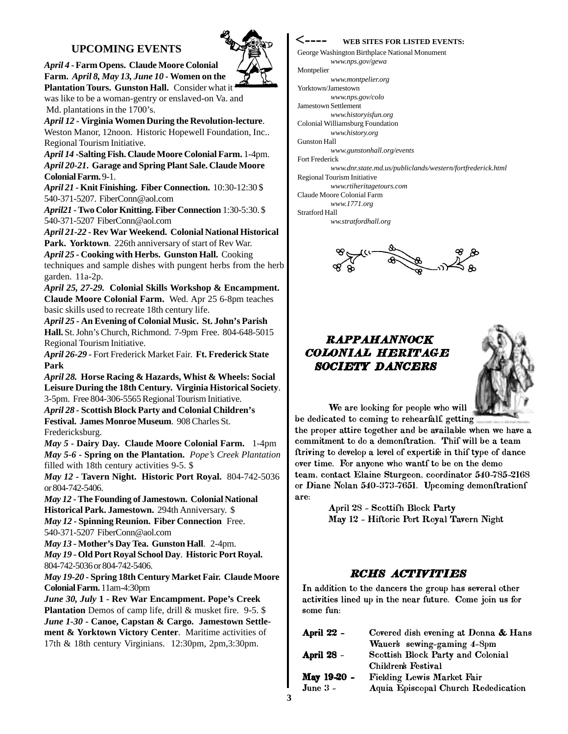## UPCOMING EVENTS

***April 4* - Farm Opens. Claude Moore Colonial Farm. *April 8, May 13, June 10* - Women on the Plantation Tours. Gunston Hall.** Consider what it was like to be a woman-gentry or enslaved-on Va. and Md. plantations in the 1700's.

***April 12* - Virginia Women During the Revolution-lecture**. Weston Manor, 12noon. Historic Hopewell Foundation, Inc.. Regional Tourism Initiative.

***April 14* -Salting Fish. Claude Moore Colonial Farm.** 1-4pm.

***April 20-21*. Garage and Spring Plant Sale. Claude Moore Colonial Farm.** 9-1.

***April 21* - Knit Finishing. Fiber Connection.** 10:30-12:30 $ 540-371-5207. FiberConn@aol.com

***April21* - Two Color Knitting. Fiber Connection** 1:30-5:30. $ 540-371-5207 FiberConn@aol.com

***April 21-22* - Rev War Weekend. Colonial National Historical Park. Yorktown**. 226th anniversary of start of Rev War.

***April 25* - Cooking with Herbs. Gunston Hall.** Cooking techniques and sample dishes with pungent herbs from the herb garden. 11a-2p.

***April 25, 27-29*. Colonial Skills Workshop & Encampment. Claude Moore Colonial Farm.** Wed. Apr 25 6-8pm teaches basic skills used to recreate 18th century life.

***April 25* - An Evening of Colonial Music. St. John's Parish Hall.** St. John's Church, Richmond. 7-9pm Free. 804-648-5015 Regional Tourism Initiative.

***April 26-29* -** Fort Frederick Market Fair. **Ft. Frederick State Park**

***April 28*. Horse Racing & Hazards, Whist & Wheels: Social Leisure During the 18th Century. Virginia Historical Society**. 3-5pm. Free 804-306-5565 Regional Tourism Initiative.

***April 28* - Scottish Block Party and Colonial Children's Festival. James Monroe Museum**. 908 Charles St. Fredericksburg.

***May 5* - Dairy Day. Claude Moore Colonial Farm.** 1-4pm

***May 5-6* - Spring on the Plantation.** *Pope's Creek Plantation* filled with 18th century activities 9-5. $

***May 12* - Tavern Night. Historic Port Royal.** 804-742-5036 or 804-742-5406.

***May 12* - The Founding of Jamestown. Colonial National Historical Park. Jamestown.** 294th Anniversary. $

***May 12* - Spinning Reunion. Fiber Connection** Free. 540-371-5207 FiberConn@aol.com

***May 13* - Mother's Day Tea. Gunston Hall**. 2-4pm.

***May 19* - Old Port Royal School Day**. **Historic Port Royal.** 804-742-5036 or 804-742-5406.

***May 19-20* - Spring 18th Century Market Fair. Claude Moore Colonial Farm.** 11am-4:30pm

***June 30, July* 1 - Rev War Encampment. Pope's Creek Plantation** Demos of camp life, drill & musket fire. 9-5. $

***June 1-30* - Canoe, Capstan & Cargo. Jamestown Settlement & Yorktown Victory Center**. Maritime activities of 17th & 18th century Virginians. 12:30pm, 2pm,3:30pm.

<---- **WEB SITES FOR LISTED EVENTS:**

George Washington Birthplace National Monument
*www.nps.gov/gewa*

Montpelier
*www.montpelier.org*

Yorktown/Jamestown
*www.nps.gov/colo*

Jamestown Settlement
*www.historyisfun.org*

Colonial Williamsburg Foundation
*www.history.org*

Gunston Hall
*www.gunstonhall.org/events*

Fort Frederick
*www.dnr.state.md.us/publiclands/western/fortfrederick.html*

Regional Tourism Initiative
*www.rtiheritagetours.com*

Claude Moore Colonial Farm
*www.1771.org*

Stratford Hall
*ww.stratfordhall.org*

## *RAPPAHANNOCK COLONIAL HERITAGE SOCIETY DANCERS*

We are looking for people who will be dedicated to coming to rehearfalf, getting the proper attire together and be available when we have a commitment to do a demonftration. Thif will be a team ftriving to develop a level of expertife in thif type of dance over time. For anyone who wantf to be on the demo team, contact Elaine Sturgeon, coordinator 540-785-2168 or Diane Nolan 540-373-7651. Upcoming demonftrationf are:

April 28 - Scottifh Block Party
May 12 - Hiftoric Port Royal Tavern Night

## *RCHS ACTIVITIES*

In addition to the dancers the group has several other activities lined up in the near future. Come join us for some fun:

| | |
|---|---|
| **April 22 -** | Covered dish evening at Donna & Hans Wauer's sewing-gaming 4-8pm |
| **April 28 -** | Scottish Block Party and Colonial Children's Festival |
| **May 19-20 -** | Fielding Lewis Market Fair |
| **June 3 -** | Aquia Episcopal Church Rededication |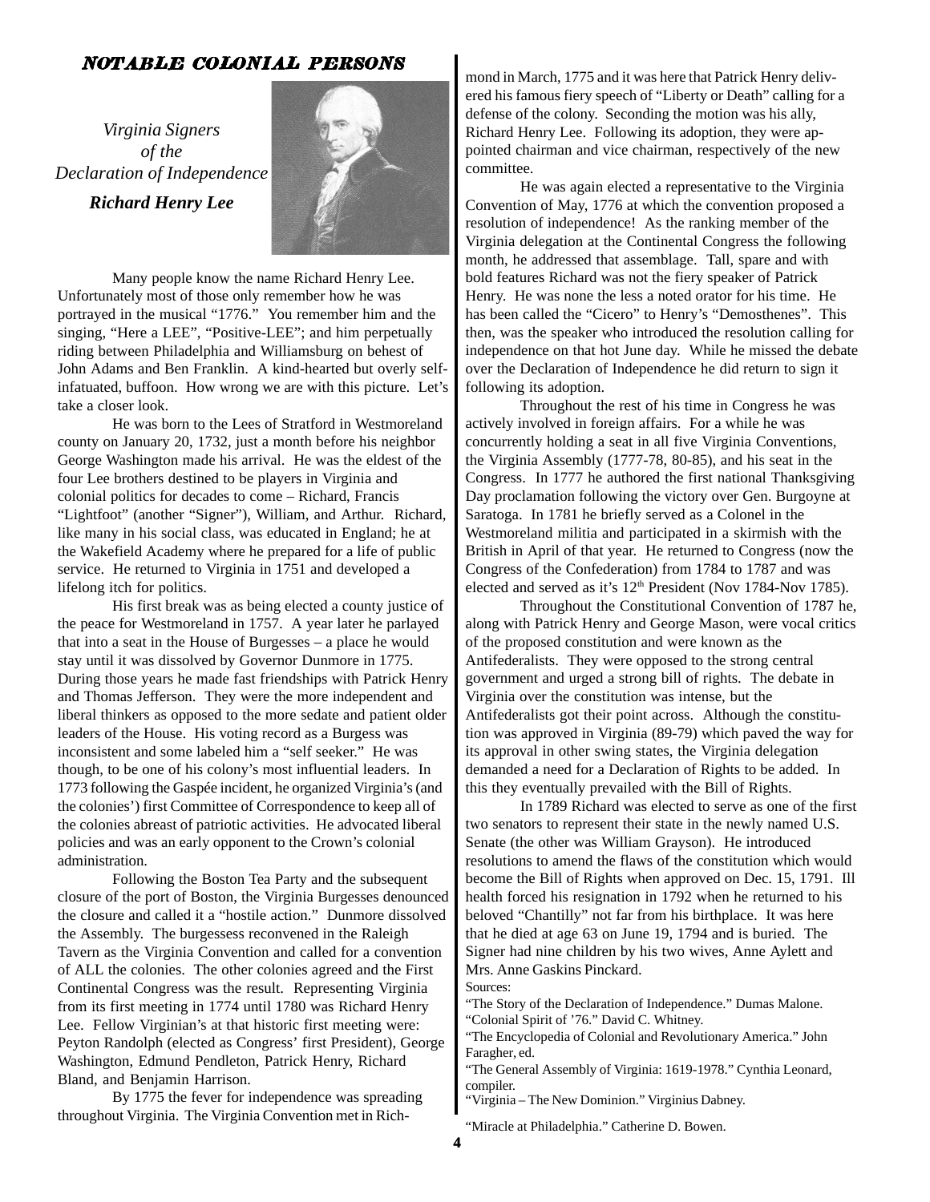## *NOTABLE COLONIAL PERSONS*

*Virginia Signers of the Declaration of Independence*

***Richard Henry Lee***

Many people know the name Richard Henry Lee. Unfortunately most of those only remember how he was portrayed in the musical "1776." You remember him and the singing, "Here a LEE", "Positive-LEE"; and him perpetually riding between Philadelphia and Williamsburg on behest of John Adams and Ben Franklin. A kind-hearted but overly self-infatuated, buffoon. How wrong we are with this picture. Let's take a closer look.

He was born to the Lees of Stratford in Westmoreland county on January 20, 1732, just a month before his neighbor George Washington made his arrival. He was the eldest of the four Lee brothers destined to be players in Virginia and colonial politics for decades to come – Richard, Francis "Lightfoot" (another "Signer"), William, and Arthur. Richard, like many in his social class, was educated in England; he at the Wakefield Academy where he prepared for a life of public service. He returned to Virginia in 1751 and developed a lifelong itch for politics.

His first break was as being elected a county justice of the peace for Westmoreland in 1757. A year later he parlayed that into a seat in the House of Burgesses – a place he would stay until it was dissolved by Governor Dunmore in 1775. During those years he made fast friendships with Patrick Henry and Thomas Jefferson. They were the more independent and liberal thinkers as opposed to the more sedate and patient older leaders of the House. His voting record as a Burgess was inconsistent and some labeled him a "self seeker." He was though, to be one of his colony's most influential leaders. In 1773 following the Gaspée incident, he organized Virginia's (and the colonies') first Committee of Correspondence to keep all of the colonies abreast of patriotic activities. He advocated liberal policies and was an early opponent to the Crown's colonial administration.

Following the Boston Tea Party and the subsequent closure of the port of Boston, the Virginia Burgesses denounced the closure and called it a "hostile action." Dunmore dissolved the Assembly. The burgessess reconvened in the Raleigh Tavern as the Virginia Convention and called for a convention of ALL the colonies. The other colonies agreed and the First Continental Congress was the result. Representing Virginia from its first meeting in 1774 until 1780 was Richard Henry Lee. Fellow Virginian's at that historic first meeting were: Peyton Randolph (elected as Congress' first President), George Washington, Edmund Pendleton, Patrick Henry, Richard Bland, and Benjamin Harrison.

By 1775 the fever for independence was spreading throughout Virginia. The Virginia Convention met in Richmond in March, 1775 and it was here that Patrick Henry delivered his famous fiery speech of "Liberty or Death" calling for a defense of the colony. Seconding the motion was his ally, Richard Henry Lee. Following its adoption, they were appointed chairman and vice chairman, respectively of the new committee.

He was again elected a representative to the Virginia Convention of May, 1776 at which the convention proposed a resolution of independence! As the ranking member of the Virginia delegation at the Continental Congress the following month, he addressed that assemblage. Tall, spare and with bold features Richard was not the fiery speaker of Patrick Henry. He was none the less a noted orator for his time. He has been called the "Cicero" to Henry's "Demosthenes". This then, was the speaker who introduced the resolution calling for independence on that hot June day. While he missed the debate over the Declaration of Independence he did return to sign it following its adoption.

Throughout the rest of his time in Congress he was actively involved in foreign affairs. For a while he was concurrently holding a seat in all five Virginia Conventions, the Virginia Assembly (1777-78, 80-85), and his seat in the Congress. In 1777 he authored the first national Thanksgiving Day proclamation following the victory over Gen. Burgoyne at Saratoga. In 1781 he briefly served as a Colonel in the Westmoreland militia and participated in a skirmish with the British in April of that year. He returned to Congress (now the Congress of the Confederation) from 1784 to 1787 and was elected and served as it's 12th President (Nov 1784-Nov 1785).

Throughout the Constitutional Convention of 1787 he, along with Patrick Henry and George Mason, were vocal critics of the proposed constitution and were known as the Antifederalists. They were opposed to the strong central government and urged a strong bill of rights. The debate in Virginia over the constitution was intense, but the Antifederalists got their point across. Although the constitution was approved in Virginia (89-79) which paved the way for its approval in other swing states, the Virginia delegation demanded a need for a Declaration of Rights to be added. In this they eventually prevailed with the Bill of Rights.

In 1789 Richard was elected to serve as one of the first two senators to represent their state in the newly named U.S. Senate (the other was William Grayson). He introduced resolutions to amend the flaws of the constitution which would become the Bill of Rights when approved on Dec. 15, 1791. Ill health forced his resignation in 1792 when he returned to his beloved "Chantilly" not far from his birthplace. It was here that he died at age 63 on June 19, 1794 and is buried. The Signer had nine children by his two wives, Anne Aylett and Mrs. Anne Gaskins Pinckard.

Sources:

"The Story of the Declaration of Independence." Dumas Malone.
"Colonial Spirit of '76." David C. Whitney.
"The Encyclopedia of Colonial and Revolutionary America." John Faragher, ed.
"The General Assembly of Virginia: 1619-1978." Cynthia Leonard, compiler.
"Virginia – The New Dominion." Virginius Dabney.
"Miracle at Philadelphia." Catherine D. Bowen.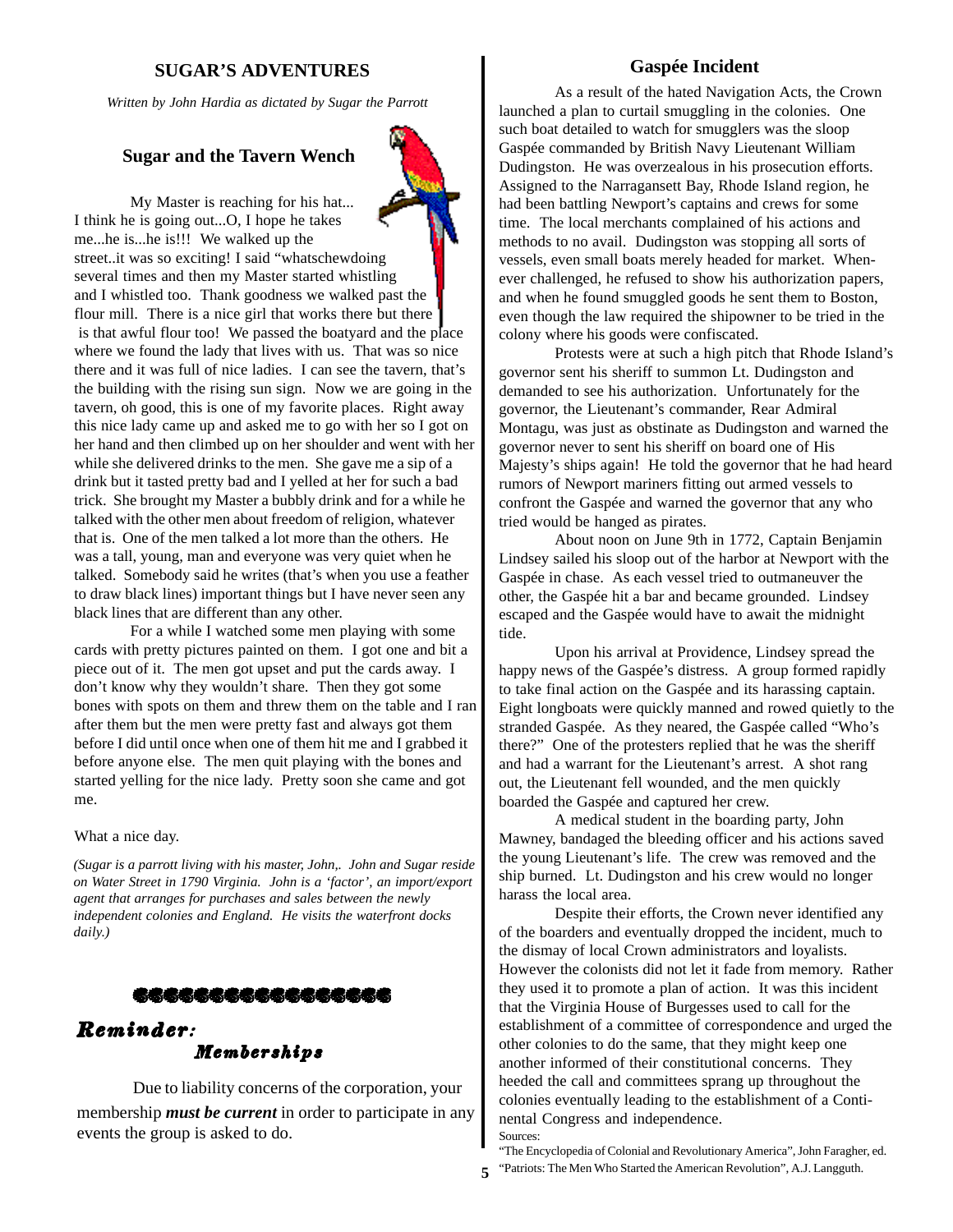## SUGAR'S ADVENTURES

*Written by John Hardia as dictated by Sugar the Parrott*

### Sugar and the Tavern Wench

My Master is reaching for his hat... I think he is going out...O, I hope he takes me...he is...he is!!! We walked up the street..it was so exciting! I said "whatschewdoing several times and then my Master started whistling and I whistled too. Thank goodness we walked past the flour mill. There is a nice girl that works there but there is that awful flour too! We passed the boatyard and the place where we found the lady that lives with us. That was so nice there and it was full of nice ladies. I can see the tavern, that's the building with the rising sun sign. Now we are going in the tavern, oh good, this is one of my favorite places. Right away this nice lady came up and asked me to go with her so I got on her hand and then climbed up on her shoulder and went with her while she delivered drinks to the men. She gave me a sip of a drink but it tasted pretty bad and I yelled at her for such a bad trick. She brought my Master a bubbly drink and for a while he talked with the other men about freedom of religion, whatever that is. One of the men talked a lot more than the others. He was a tall, young, man and everyone was very quiet when he talked. Somebody said he writes (that's when you use a feather to draw black lines) important things but I have never seen any black lines that are different than any other.

For a while I watched some men playing with some cards with pretty pictures painted on them. I got one and bit a piece out of it. The men got upset and put the cards away. I don't know why they wouldn't share. Then they got some bones with spots on them and threw them on the table and I ran after them but the men were pretty fast and always got them before I did until once when one of them hit me and I grabbed it before anyone else. The men quit playing with the bones and started yelling for the nice lady. Pretty soon she came and got me.

What a nice day.

*(Sugar is a parrott living with his master, John,. John and Sugar reside on Water Street in 1790 Virginia. John is a 'factor', an import/export agent that arranges for purchases and sales between the newly independent colonies and England. He visits the waterfront docks daily.)*

### *Reminder: Memberships*

Due to liability concerns of the corporation, your membership ***must be current*** in order to participate in any events the group is asked to do.

## Gaspée Incident

As a result of the hated Navigation Acts, the Crown launched a plan to curtail smuggling in the colonies. One such boat detailed to watch for smugglers was the sloop Gaspée commanded by British Navy Lieutenant William Dudingston. He was overzealous in his prosecution efforts. Assigned to the Narragansett Bay, Rhode Island region, he had been battling Newport's captains and crews for some time. The local merchants complained of his actions and methods to no avail. Dudingston was stopping all sorts of vessels, even small boats merely headed for market. Whenever challenged, he refused to show his authorization papers, and when he found smuggled goods he sent them to Boston, even though the law required the shipowner to be tried in the colony where his goods were confiscated.

Protests were at such a high pitch that Rhode Island's governor sent his sheriff to summon Lt. Dudingston and demanded to see his authorization. Unfortunately for the governor, the Lieutenant's commander, Rear Admiral Montagu, was just as obstinate as Dudingston and warned the governor never to sent his sheriff on board one of His Majesty's ships again! He told the governor that he had heard rumors of Newport mariners fitting out armed vessels to confront the Gaspée and warned the governor that any who tried would be hanged as pirates.

About noon on June 9th in 1772, Captain Benjamin Lindsey sailed his sloop out of the harbor at Newport with the Gaspée in chase. As each vessel tried to outmaneuver the other, the Gaspée hit a bar and became grounded. Lindsey escaped and the Gaspée would have to await the midnight tide.

Upon his arrival at Providence, Lindsey spread the happy news of the Gaspée's distress. A group formed rapidly to take final action on the Gaspée and its harassing captain. Eight longboats were quickly manned and rowed quietly to the stranded Gaspée. As they neared, the Gaspée called "Who's there?" One of the protesters replied that he was the sheriff and had a warrant for the Lieutenant's arrest. A shot rang out, the Lieutenant fell wounded, and the men quickly boarded the Gaspée and captured her crew.

A medical student in the boarding party, John Mawney, bandaged the bleeding officer and his actions saved the young Lieutenant's life. The crew was removed and the ship burned. Lt. Dudingston and his crew would no longer harass the local area.

Despite their efforts, the Crown never identified any of the boarders and eventually dropped the incident, much to the dismay of local Crown administrators and loyalists. However the colonists did not let it fade from memory. Rather they used it to promote a plan of action. It was this incident that the Virginia House of Burgesses used to call for the establishment of a committee of correspondence and urged the other colonies to do the same, that they might keep one another informed of their constitutional concerns. They heeded the call and committees sprang up throughout the colonies eventually leading to the establishment of a Continental Congress and independence.

Sources:
"The Encyclopedia of Colonial and Revolutionary America", John Faragher, ed.
"Patriots: The Men Who Started the American Revolution", A.J. Langguth.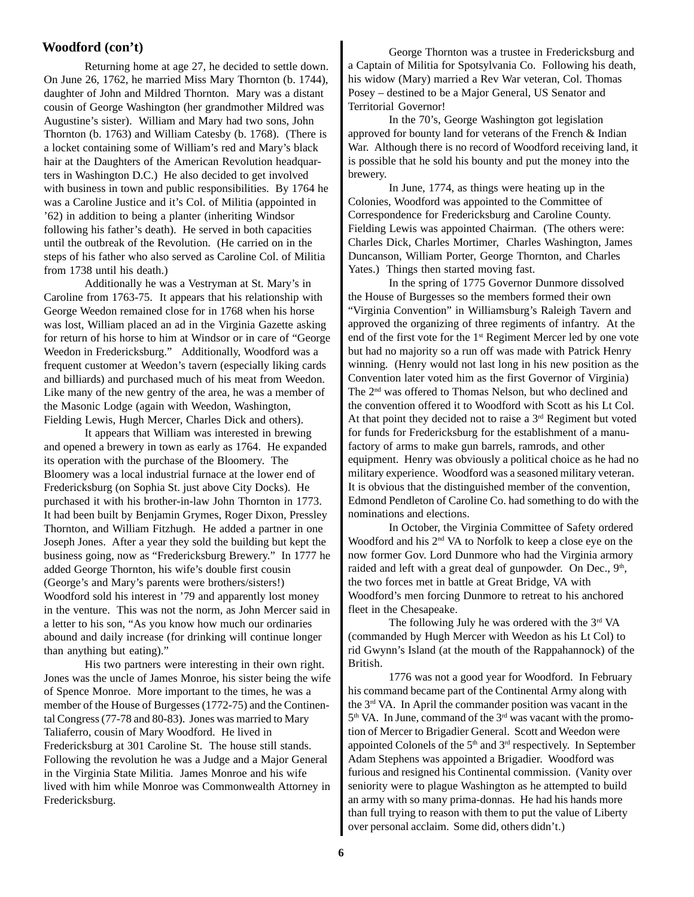## Woodford (con't)

Returning home at age 27, he decided to settle down. On June 26, 1762, he married Miss Mary Thornton (b. 1744), daughter of John and Mildred Thornton. Mary was a distant cousin of George Washington (her grandmother Mildred was Augustine's sister). William and Mary had two sons, John Thornton (b. 1763) and William Catesby (b. 1768). (There is a locket containing some of William's red and Mary's black hair at the Daughters of the American Revolution headquarters in Washington D.C.) He also decided to get involved with business in town and public responsibilities. By 1764 he was a Caroline Justice and it's Col. of Militia (appointed in '62) in addition to being a planter (inheriting Windsor following his father's death). He served in both capacities until the outbreak of the Revolution. (He carried on in the steps of his father who also served as Caroline Col. of Militia from 1738 until his death.)

Additionally he was a Vestryman at St. Mary's in Caroline from 1763-75. It appears that his relationship with George Weedon remained close for in 1768 when his horse was lost, William placed an ad in the Virginia Gazette asking for return of his horse to him at Windsor or in care of "George Weedon in Fredericksburg." Additionally, Woodford was a frequent customer at Weedon's tavern (especially liking cards and billiards) and purchased much of his meat from Weedon. Like many of the new gentry of the area, he was a member of the Masonic Lodge (again with Weedon, Washington, Fielding Lewis, Hugh Mercer, Charles Dick and others).

It appears that William was interested in brewing and opened a brewery in town as early as 1764. He expanded its operation with the purchase of the Bloomery. The Bloomery was a local industrial furnace at the lower end of Fredericksburg (on Sophia St. just above City Docks). He purchased it with his brother-in-law John Thornton in 1773. It had been built by Benjamin Grymes, Roger Dixon, Pressley Thornton, and William Fitzhugh. He added a partner in one Joseph Jones. After a year they sold the building but kept the business going, now as "Fredericksburg Brewery." In 1777 he added George Thornton, his wife's double first cousin (George's and Mary's parents were brothers/sisters!) Woodford sold his interest in '79 and apparently lost money in the venture. This was not the norm, as John Mercer said in a letter to his son, "As you know how much our ordinaries abound and daily increase (for drinking will continue longer than anything but eating)."

His two partners were interesting in their own right. Jones was the uncle of James Monroe, his sister being the wife of Spence Monroe. More important to the times, he was a member of the House of Burgesses (1772-75) and the Continental Congress (77-78 and 80-83). Jones was married to Mary Taliaferro, cousin of Mary Woodford. He lived in Fredericksburg at 301 Caroline St. The house still stands. Following the revolution he was a Judge and a Major General in the Virginia State Militia. James Monroe and his wife lived with him while Monroe was Commonwealth Attorney in Fredericksburg.

George Thornton was a trustee in Fredericksburg and a Captain of Militia for Spotsylvania Co. Following his death, his widow (Mary) married a Rev War veteran, Col. Thomas Posey – destined to be a Major General, US Senator and Territorial Governor!

In the 70's, George Washington got legislation approved for bounty land for veterans of the French & Indian War. Although there is no record of Woodford receiving land, it is possible that he sold his bounty and put the money into the brewery.

In June, 1774, as things were heating up in the Colonies, Woodford was appointed to the Committee of Correspondence for Fredericksburg and Caroline County. Fielding Lewis was appointed Chairman. (The others were: Charles Dick, Charles Mortimer, Charles Washington, James Duncanson, William Porter, George Thornton, and Charles Yates.) Things then started moving fast.

In the spring of 1775 Governor Dunmore dissolved the House of Burgesses so the members formed their own "Virginia Convention" in Williamsburg's Raleigh Tavern and approved the organizing of three regiments of infantry. At the end of the first vote for the 1st Regiment Mercer led by one vote but had no majority so a run off was made with Patrick Henry winning. (Henry would not last long in his new position as the Convention later voted him as the first Governor of Virginia) The 2nd was offered to Thomas Nelson, but who declined and the convention offered it to Woodford with Scott as his Lt Col. At that point they decided not to raise a 3rd Regiment but voted for funds for Fredericksburg for the establishment of a manufactory of arms to make gun barrels, ramrods, and other equipment. Henry was obviously a political choice as he had no military experience. Woodford was a seasoned military veteran. It is obvious that the distinguished member of the convention, Edmond Pendleton of Caroline Co. had something to do with the nominations and elections.

In October, the Virginia Committee of Safety ordered Woodford and his 2nd VA to Norfolk to keep a close eye on the now former Gov. Lord Dunmore who had the Virginia armory raided and left with a great deal of gunpowder. On Dec., 9th, the two forces met in battle at Great Bridge, VA with Woodford's men forcing Dunmore to retreat to his anchored fleet in the Chesapeake.

The following July he was ordered with the 3rd VA (commanded by Hugh Mercer with Weedon as his Lt Col) to rid Gwynn's Island (at the mouth of the Rappahannock) of the British.

1776 was not a good year for Woodford. In February his command became part of the Continental Army along with the 3rd VA. In April the commander position was vacant in the 5th VA. In June, command of the 3rd was vacant with the promotion of Mercer to Brigadier General. Scott and Weedon were appointed Colonels of the 5th and 3rd respectively. In September Adam Stephens was appointed a Brigadier. Woodford was furious and resigned his Continental commission. (Vanity over seniority were to plague Washington as he attempted to build an army with so many prima-donnas. He had his hands more than full trying to reason with them to put the value of Liberty over personal acclaim. Some did, others didn't.)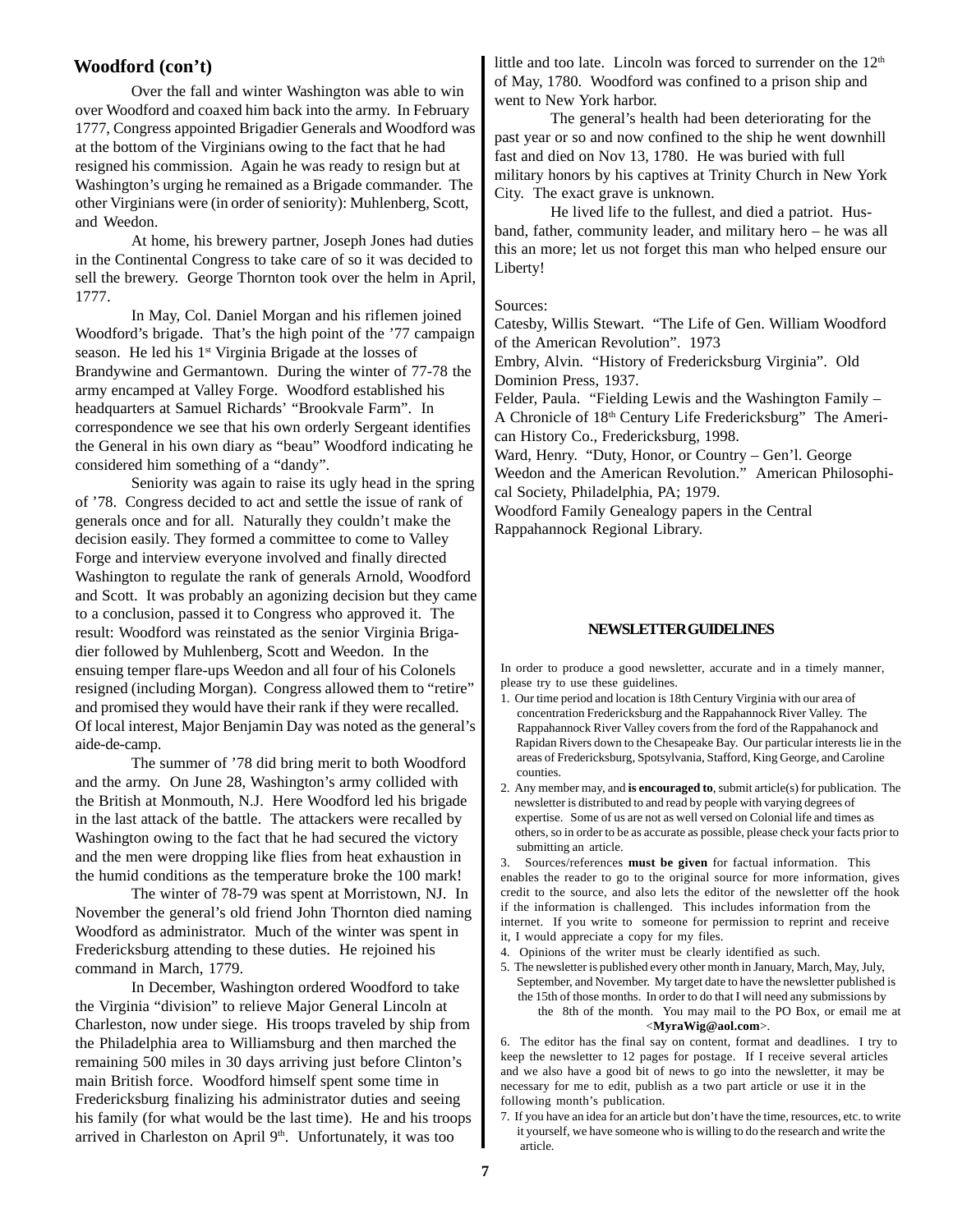## Woodford (con't)

Over the fall and winter Washington was able to win over Woodford and coaxed him back into the army. In February 1777, Congress appointed Brigadier Generals and Woodford was at the bottom of the Virginians owing to the fact that he had resigned his commission. Again he was ready to resign but at Washington's urging he remained as a Brigade commander. The other Virginians were (in order of seniority): Muhlenberg, Scott, and Weedon.

At home, his brewery partner, Joseph Jones had duties in the Continental Congress to take care of so it was decided to sell the brewery. George Thornton took over the helm in April, 1777.

In May, Col. Daniel Morgan and his riflemen joined Woodford's brigade. That's the high point of the '77 campaign season. He led his 1st Virginia Brigade at the losses of Brandywine and Germantown. During the winter of 77-78 the army encamped at Valley Forge. Woodford established his headquarters at Samuel Richards' "Brookvale Farm". In correspondence we see that his own orderly Sergeant identifies the General in his own diary as "beau" Woodford indicating he considered him something of a "dandy".

Seniority was again to raise its ugly head in the spring of '78. Congress decided to act and settle the issue of rank of generals once and for all. Naturally they couldn't make the decision easily. They formed a committee to come to Valley Forge and interview everyone involved and finally directed Washington to regulate the rank of generals Arnold, Woodford and Scott. It was probably an agonizing decision but they came to a conclusion, passed it to Congress who approved it. The result: Woodford was reinstated as the senior Virginia Brigadier followed by Muhlenberg, Scott and Weedon. In the ensuing temper flare-ups Weedon and all four of his Colonels resigned (including Morgan). Congress allowed them to "retire" and promised they would have their rank if they were recalled. Of local interest, Major Benjamin Day was noted as the general's aide-de-camp.

The summer of '78 did bring merit to both Woodford and the army. On June 28, Washington's army collided with the British at Monmouth, N.J. Here Woodford led his brigade in the last attack of the battle. The attackers were recalled by Washington owing to the fact that he had secured the victory and the men were dropping like flies from heat exhaustion in the humid conditions as the temperature broke the 100 mark!

The winter of 78-79 was spent at Morristown, NJ. In November the general's old friend John Thornton died naming Woodford as administrator. Much of the winter was spent in Fredericksburg attending to these duties. He rejoined his command in March, 1779.

In December, Washington ordered Woodford to take the Virginia "division" to relieve Major General Lincoln at Charleston, now under siege. His troops traveled by ship from the Philadelphia area to Williamsburg and then marched the remaining 500 miles in 30 days arriving just before Clinton's main British force. Woodford himself spent some time in Fredericksburg finalizing his administrator duties and seeing his family (for what would be the last time). He and his troops arrived in Charleston on April 9th. Unfortunately, it was too little and too late. Lincoln was forced to surrender on the 12th of May, 1780. Woodford was confined to a prison ship and went to New York harbor.

The general's health had been deteriorating for the past year or so and now confined to the ship he went downhill fast and died on Nov 13, 1780. He was buried with full military honors by his captives at Trinity Church in New York City. The exact grave is unknown.

He lived life to the fullest, and died a patriot. Husband, father, community leader, and military hero – he was all this an more; let us not forget this man who helped ensure our Liberty!

Sources:

Catesby, Willis Stewart. "The Life of Gen. William Woodford of the American Revolution". 1973

Embry, Alvin. "History of Fredericksburg Virginia". Old Dominion Press, 1937.

Felder, Paula. "Fielding Lewis and the Washington Family – A Chronicle of 18th Century Life Fredericksburg" The American History Co., Fredericksburg, 1998.

Ward, Henry. "Duty, Honor, or Country – Gen'l. George Weedon and the American Revolution." American Philosophical Society, Philadelphia, PA; 1979.

Woodford Family Genealogy papers in the Central Rappahannock Regional Library.

### NEWSLETTER GUIDELINES

In order to produce a good newsletter, accurate and in a timely manner, please try to use these guidelines.

1. Our time period and location is 18th Century Virginia with our area of concentration Fredericksburg and the Rappahannock River Valley. The Rappahannock River Valley covers from the ford of the Rappahanock and Rapidan Rivers down to the Chesapeake Bay. Our particular interests lie in the areas of Fredericksburg, Spotsylvania, Stafford, King George, and Caroline counties.
2. Any member may, and **is encouraged to**, submit article(s) for publication. The newsletter is distributed to and read by people with varying degrees of expertise. Some of us are not as well versed on Colonial life and times as others, so in order to be as accurate as possible, please check your facts prior to submitting an article.
3. Sources/references **must be given** for factual information. This enables the reader to go to the original source for more information, gives credit to the source, and also lets the editor of the newsletter off the hook if the information is challenged. This includes information from the internet. If you write to someone for permission to reprint and receive it, I would appreciate a copy for my files.
4. Opinions of the writer must be clearly identified as such.
5. The newsletter is published every other month in January, March, May, July, September, and November. My target date to have the newsletter published is the 15th of those months. In order to do that I will need any submissions by the 8th of the month. You may mail to the PO Box, or email me at <**MyraWig@aol.com**>.
6. The editor has the final say on content, format and deadlines. I try to keep the newsletter to 12 pages for postage. If I receive several articles and we also have a good bit of news to go into the newsletter, it may be necessary for me to edit, publish as a two part article or use it in the following month's publication.
7. If you have an idea for an article but don't have the time, resources, etc. to write it yourself, we have someone who is willing to do the research and write the article.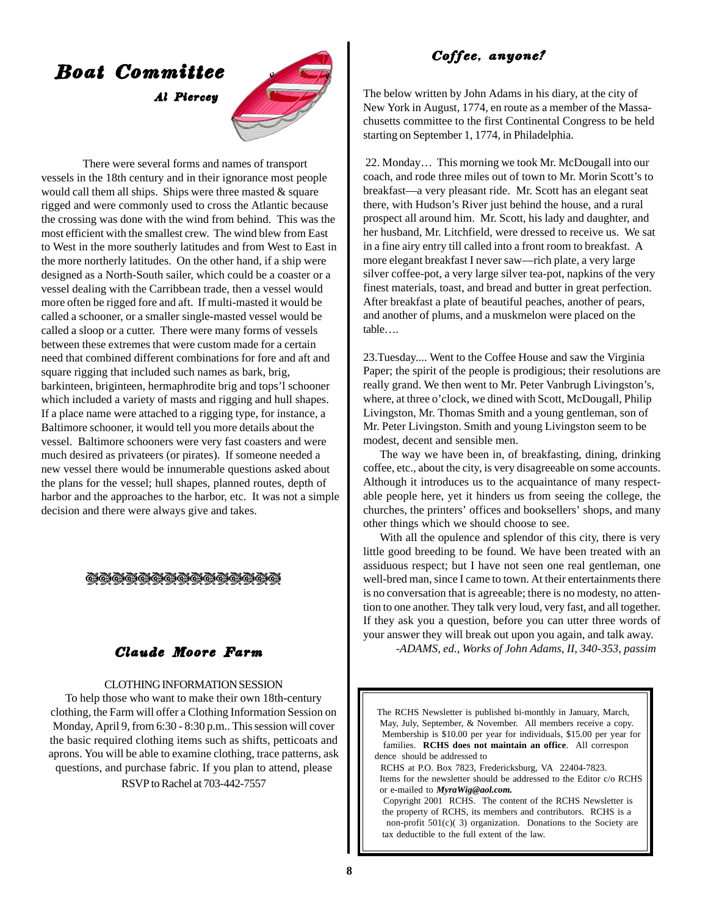## Boat Committee

***Al Piercey***

There were several forms and names of transport vessels in the 18th century and in their ignorance most people would call them all ships. Ships were three masted & square rigged and were commonly used to cross the Atlantic because the crossing was done with the wind from behind. This was the most efficient with the smallest crew. The wind blew from East to West in the more southerly latitudes and from West to East in the more northerly latitudes. On the other hand, if a ship were designed as a North-South sailer, which could be a coaster or a vessel dealing with the Carribbean trade, then a vessel would more often be rigged fore and aft. If multi-masted it would be called a schooner, or a smaller single-masted vessel would be called a sloop or a cutter. There were many forms of vessels between these extremes that were custom made for a certain need that combined different combinations for fore and aft and square rigging that included such names as bark, brig, barkinteen, briginteen, hermaphrodite brig and tops'l schooner which included a variety of masts and rigging and hull shapes. If a place name were attached to a rigging type, for instance, a Baltimore schooner, it would tell you more details about the vessel. Baltimore schooners were very fast coasters and were much desired as privateers (or pirates). If someone needed a new vessel there would be innumerable questions asked about the plans for the vessel; hull shapes, planned routes, depth of harbor and the approaches to the harbor, etc. It was not a simple decision and there were always give and takes.

## Claude Moore Farm

CLOTHING INFORMATION SESSION

To help those who want to make their own 18th-century clothing, the Farm will offer a Clothing Information Session on Monday, April 9, from 6:30 - 8:30 p.m.. This session will cover the basic required clothing items such as shifts, petticoats and aprons. You will be able to examine clothing, trace patterns, ask questions, and purchase fabric. If you plan to attend, please RSVP to Rachel at 703-442-7557

## Coffee, anyone?

The below written by John Adams in his diary, at the city of New York in August, 1774, en route as a member of the Massachusetts committee to the first Continental Congress to be held starting on September 1, 1774, in Philadelphia.

22. Monday… This morning we took Mr. McDougall into our coach, and rode three miles out of town to Mr. Morin Scott's to breakfast—a very pleasant ride. Mr. Scott has an elegant seat there, with Hudson's River just behind the house, and a rural prospect all around him. Mr. Scott, his lady and daughter, and her husband, Mr. Litchfield, were dressed to receive us. We sat in a fine airy entry till called into a front room to breakfast. A more elegant breakfast I never saw—rich plate, a very large silver coffee-pot, a very large silver tea-pot, napkins of the very finest materials, toast, and bread and butter in great perfection. After breakfast a plate of beautiful peaches, another of pears, and another of plums, and a muskmelon were placed on the table….

23.Tuesday.... Went to the Coffee House and saw the Virginia Paper; the spirit of the people is prodigious; their resolutions are really grand. We then went to Mr. Peter Vanbrugh Livingston's, where, at three o'clock, we dined with Scott, McDougall, Philip Livingston, Mr. Thomas Smith and a young gentleman, son of Mr. Peter Livingston. Smith and young Livingston seem to be modest, decent and sensible men.

The way we have been in, of breakfasting, dining, drinking coffee, etc., about the city, is very disagreeable on some accounts. Although it introduces us to the acquaintance of many respectable people here, yet it hinders us from seeing the college, the churches, the printers' offices and booksellers' shops, and many other things which we should choose to see.

With all the opulence and splendor of this city, there is very little good breeding to be found. We have been treated with an assiduous respect; but I have not seen one real gentleman, one well-bred man, since I came to town. At their entertainments there is no conversation that is agreeable; there is no modesty, no attention to one another. They talk very loud, very fast, and all together. If they ask you a question, before you can utter three words of your answer they will break out upon you again, and talk away.

*-ADAMS, ed., Works of John Adams, II, 340-353, passim*

The RCHS Newsletter is published bi-monthly in January, March, May, July, September, & November. All members receive a copy. Membership is $10.00 per year for individuals, $15.00 per year for families. **RCHS does not maintain an office**. All correspondence should be addressed to RCHS at P.O. Box 7823, Fredericksburg, VA 22404-7823. Items for the newsletter should be addressed to the Editor c/o RCHS or e-mailed to ***MyraWig@aol.com.*** Copyright 2001 RCHS. The content of the RCHS Newsletter is the property of RCHS, its members and contributors. RCHS is a non-profit 501(c)( 3) organization. Donations to the Society are tax deductible to the full extent of the law.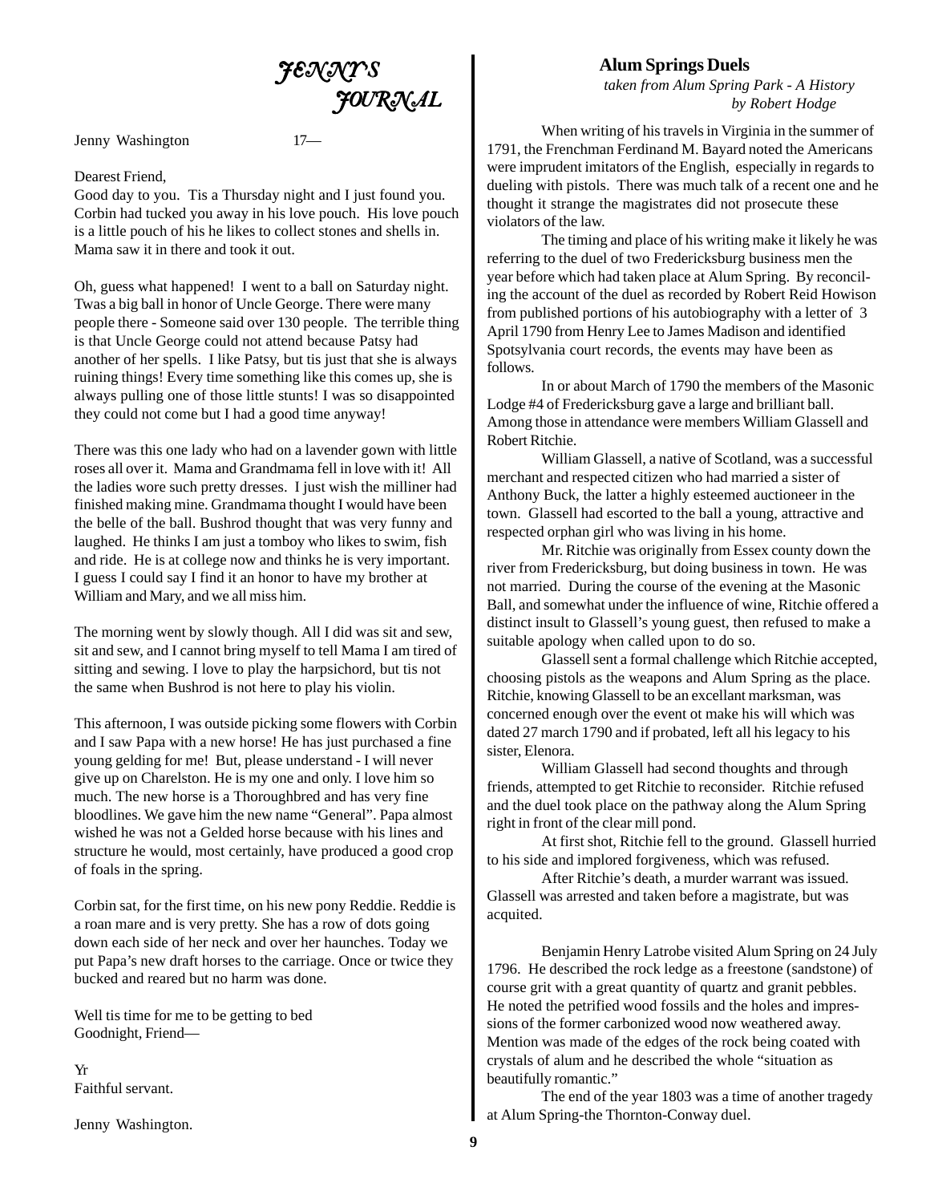# *JENNY'S JOURNAL*

Jenny Washington 17—

Dearest Friend,

Good day to you. Tis a Thursday night and I just found you. Corbin had tucked you away in his love pouch. His love pouch is a little pouch of his he likes to collect stones and shells in. Mama saw it in there and took it out.

Oh, guess what happened! I went to a ball on Saturday night. Twas a big ball in honor of Uncle George. There were many people there - Someone said over 130 people. The terrible thing is that Uncle George could not attend because Patsy had another of her spells. I like Patsy, but tis just that she is always ruining things! Every time something like this comes up, she is always pulling one of those little stunts! I was so disappointed they could not come but I had a good time anyway!

There was this one lady who had on a lavender gown with little roses all over it. Mama and Grandmama fell in love with it! All the ladies wore such pretty dresses. I just wish the milliner had finished making mine. Grandmama thought I would have been the belle of the ball. Bushrod thought that was very funny and laughed. He thinks I am just a tomboy who likes to swim, fish and ride. He is at college now and thinks he is very important. I guess I could say I find it an honor to have my brother at William and Mary, and we all miss him.

The morning went by slowly though. All I did was sit and sew, sit and sew, and I cannot bring myself to tell Mama I am tired of sitting and sewing. I love to play the harpsichord, but tis not the same when Bushrod is not here to play his violin.

This afternoon, I was outside picking some flowers with Corbin and I saw Papa with a new horse! He has just purchased a fine young gelding for me! But, please understand - I will never give up on Charelston. He is my one and only. I love him so much. The new horse is a Thoroughbred and has very fine bloodlines. We gave him the new name "General". Papa almost wished he was not a Gelded horse because with his lines and structure he would, most certainly, have produced a good crop of foals in the spring.

Corbin sat, for the first time, on his new pony Reddie. Reddie is a roan mare and is very pretty. She has a row of dots going down each side of her neck and over her haunches. Today we put Papa's new draft horses to the carriage. Once or twice they bucked and reared but no harm was done.

Well tis time for me to be getting to bed
Goodnight, Friend—

Yr
Faithful servant.

Jenny Washington.

## Alum Springs Duels

*taken from Alum Spring Park - A History by Robert Hodge*

When writing of his travels in Virginia in the summer of 1791, the Frenchman Ferdinand M. Bayard noted the Americans were imprudent imitators of the English, especially in regards to dueling with pistols. There was much talk of a recent one and he thought it strange the magistrates did not prosecute these violators of the law.

The timing and place of his writing make it likely he was referring to the duel of two Fredericksburg business men the year before which had taken place at Alum Spring. By reconciling the account of the duel as recorded by Robert Reid Howison from published portions of his autobiography with a letter of 3 April 1790 from Henry Lee to James Madison and identified Spotsylvania court records, the events may have been as follows.

In or about March of 1790 the members of the Masonic Lodge #4 of Fredericksburg gave a large and brilliant ball. Among those in attendance were members William Glassell and Robert Ritchie.

William Glassell, a native of Scotland, was a successful merchant and respected citizen who had married a sister of Anthony Buck, the latter a highly esteemed auctioneer in the town. Glassell had escorted to the ball a young, attractive and respected orphan girl who was living in his home.

Mr. Ritchie was originally from Essex county down the river from Fredericksburg, but doing business in town. He was not married. During the course of the evening at the Masonic Ball, and somewhat under the influence of wine, Ritchie offered a distinct insult to Glassell's young guest, then refused to make a suitable apology when called upon to do so.

Glassell sent a formal challenge which Ritchie accepted, choosing pistols as the weapons and Alum Spring as the place. Ritchie, knowing Glassell to be an excellant marksman, was concerned enough over the event ot make his will which was dated 27 march 1790 and if probated, left all his legacy to his sister, Elenora.

William Glassell had second thoughts and through friends, attempted to get Ritchie to reconsider. Ritchie refused and the duel took place on the pathway along the Alum Spring right in front of the clear mill pond.

At first shot, Ritchie fell to the ground. Glassell hurried to his side and implored forgiveness, which was refused.

After Ritchie's death, a murder warrant was issued. Glassell was arrested and taken before a magistrate, but was acquited.

Benjamin Henry Latrobe visited Alum Spring on 24 July 1796. He described the rock ledge as a freestone (sandstone) of course grit with a great quantity of quartz and granit pebbles. He noted the petrified wood fossils and the holes and impressions of the former carbonized wood now weathered away. Mention was made of the edges of the rock being coated with crystals of alum and he described the whole "situation as beautifully romantic."

The end of the year 1803 was a time of another tragedy at Alum Spring-the Thornton-Conway duel.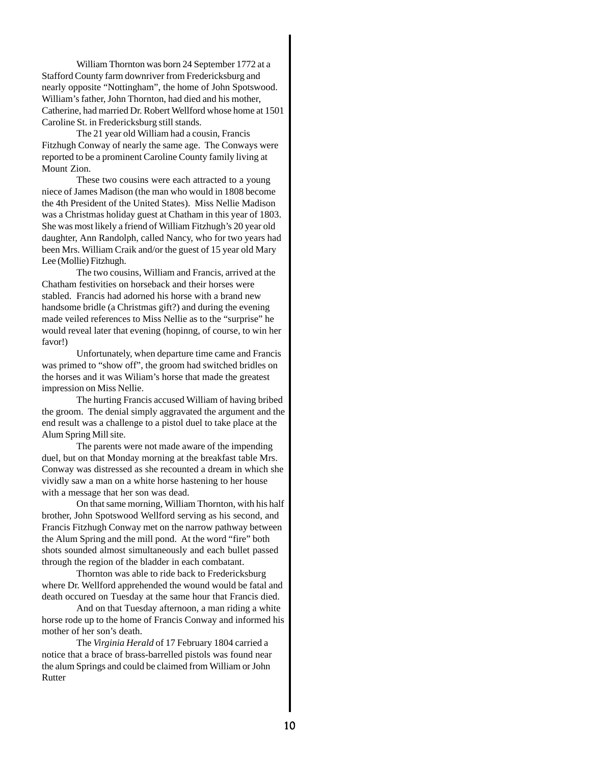William Thornton was born 24 September 1772 at a Stafford County farm downriver from Fredericksburg and nearly opposite "Nottingham", the home of John Spotswood. William's father, John Thornton, had died and his mother, Catherine, had married Dr. Robert Wellford whose home at 1501 Caroline St. in Fredericksburg still stands.

The 21 year old William had a cousin, Francis Fitzhugh Conway of nearly the same age. The Conways were reported to be a prominent Caroline County family living at Mount Zion.

These two cousins were each attracted to a young niece of James Madison (the man who would in 1808 become the 4th President of the United States). Miss Nellie Madison was a Christmas holiday guest at Chatham in this year of 1803. She was most likely a friend of William Fitzhugh's 20 year old daughter, Ann Randolph, called Nancy, who for two years had been Mrs. William Craik and/or the guest of 15 year old Mary Lee (Mollie) Fitzhugh.

The two cousins, William and Francis, arrived at the Chatham festivities on horseback and their horses were stabled. Francis had adorned his horse with a brand new handsome bridle (a Christmas gift?) and during the evening made veiled references to Miss Nellie as to the "surprise" he would reveal later that evening (hopinng, of course, to win her favor!)

Unfortunately, when departure time came and Francis was primed to "show off", the groom had switched bridles on the horses and it was Wiliam's horse that made the greatest impression on Miss Nellie.

The hurting Francis accused William of having bribed the groom. The denial simply aggravated the argument and the end result was a challenge to a pistol duel to take place at the Alum Spring Mill site.

The parents were not made aware of the impending duel, but on that Monday morning at the breakfast table Mrs. Conway was distressed as she recounted a dream in which she vividly saw a man on a white horse hastening to her house with a message that her son was dead.

On that same morning, William Thornton, with his half brother, John Spotswood Wellford serving as his second, and Francis Fitzhugh Conway met on the narrow pathway between the Alum Spring and the mill pond. At the word "fire" both shots sounded almost simultaneously and each bullet passed through the region of the bladder in each combatant.

Thornton was able to ride back to Fredericksburg where Dr. Wellford apprehended the wound would be fatal and death occured on Tuesday at the same hour that Francis died.

And on that Tuesday afternoon, a man riding a white horse rode up to the home of Francis Conway and informed his mother of her son's death.

The *Virginia Herald* of 17 February 1804 carried a notice that a brace of brass-barrelled pistols was found near the alum Springs and could be claimed from William or John Rutter